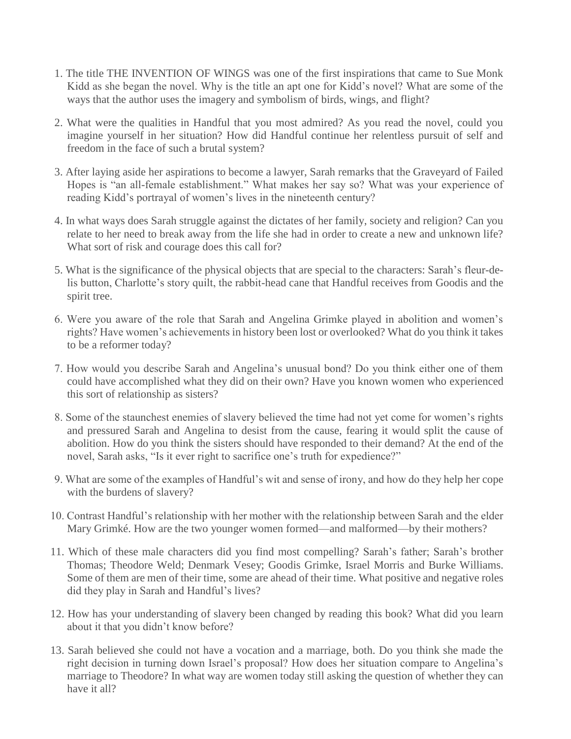1. The title THE INVENTION OF WINGS was one of the first inspirations that came to Sue Monk Kidd as she began the novel. Why is the title an apt one for Kidd's novel? What are some of the ways that the author uses the imagery and symbolism of birds, wings, and flight?

2. What were the qualities in Handful that you most admired? As you read the novel, could you imagine yourself in her situation? How did Handful continue her relentless pursuit of self and freedom in the face of such a brutal system?

3. After laying aside her aspirations to become a lawyer, Sarah remarks that the Graveyard of Failed Hopes is "an all-female establishment." What makes her say so? What was your experience of reading Kidd's portrayal of women's lives in the nineteenth century?

4. In what ways does Sarah struggle against the dictates of her family, society and religion? Can you relate to her need to break away from the life she had in order to create a new and unknown life? What sort of risk and courage does this call for?

5. What is the significance of the physical objects that are special to the characters: Sarah's fleur-de-lis button, Charlotte's story quilt, the rabbit-head cane that Handful receives from Goodis and the spirit tree.

6. Were you aware of the role that Sarah and Angelina Grimke played in abolition and women's rights? Have women's achievements in history been lost or overlooked? What do you think it takes to be a reformer today?

7. How would you describe Sarah and Angelina's unusual bond? Do you think either one of them could have accomplished what they did on their own? Have you known women who experienced this sort of relationship as sisters?

8. Some of the staunchest enemies of slavery believed the time had not yet come for women's rights and pressured Sarah and Angelina to desist from the cause, fearing it would split the cause of abolition. How do you think the sisters should have responded to their demand? At the end of the novel, Sarah asks, "Is it ever right to sacrifice one's truth for expedience?"

9. What are some of the examples of Handful's wit and sense of irony, and how do they help her cope with the burdens of slavery?

10. Contrast Handful's relationship with her mother with the relationship between Sarah and the elder Mary Grimké. How are the two younger women formed—and malformed—by their mothers?

11. Which of these male characters did you find most compelling? Sarah's father; Sarah's brother Thomas; Theodore Weld; Denmark Vesey; Goodis Grimke, Israel Morris and Burke Williams. Some of them are men of their time, some are ahead of their time. What positive and negative roles did they play in Sarah and Handful's lives?

12. How has your understanding of slavery been changed by reading this book? What did you learn about it that you didn't know before?

13. Sarah believed she could not have a vocation and a marriage, both. Do you think she made the right decision in turning down Israel's proposal? How does her situation compare to Angelina's marriage to Theodore? In what way are women today still asking the question of whether they can have it all?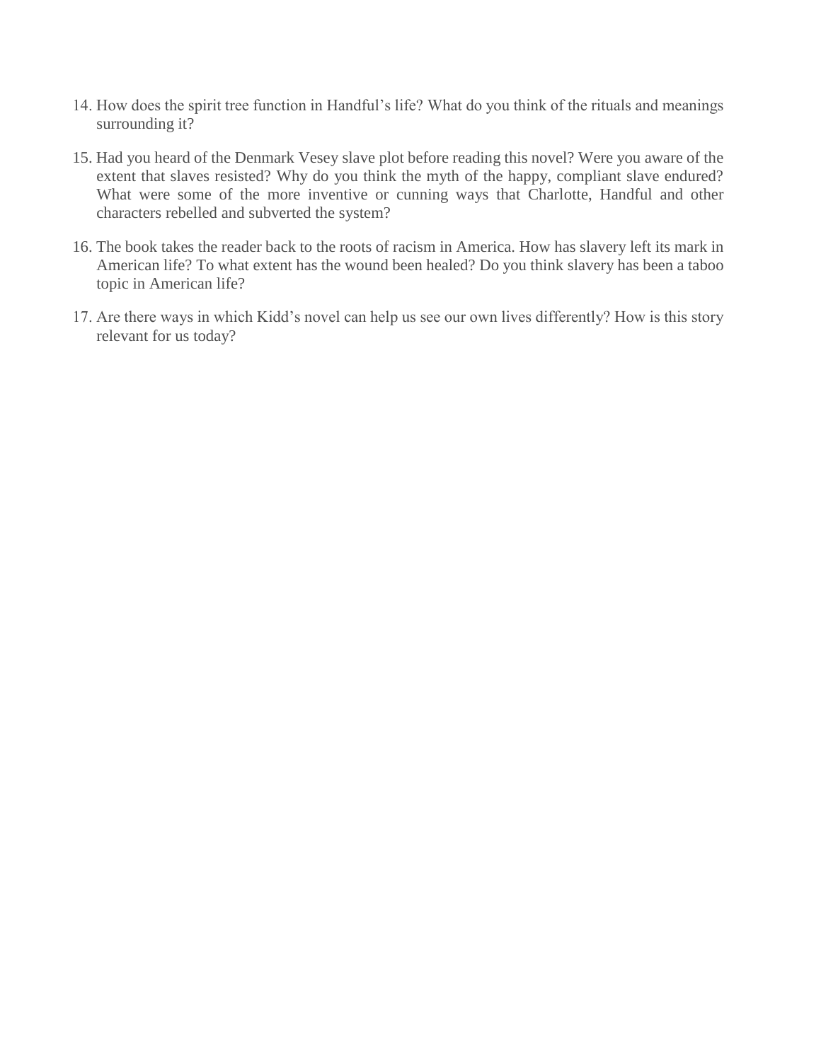14. How does the spirit tree function in Handful's life? What do you think of the rituals and meanings surrounding it?

15. Had you heard of the Denmark Vesey slave plot before reading this novel? Were you aware of the extent that slaves resisted? Why do you think the myth of the happy, compliant slave endured? What were some of the more inventive or cunning ways that Charlotte, Handful and other characters rebelled and subverted the system?

16. The book takes the reader back to the roots of racism in America. How has slavery left its mark in American life? To what extent has the wound been healed? Do you think slavery has been a taboo topic in American life?

17. Are there ways in which Kidd's novel can help us see our own lives differently? How is this story relevant for us today?